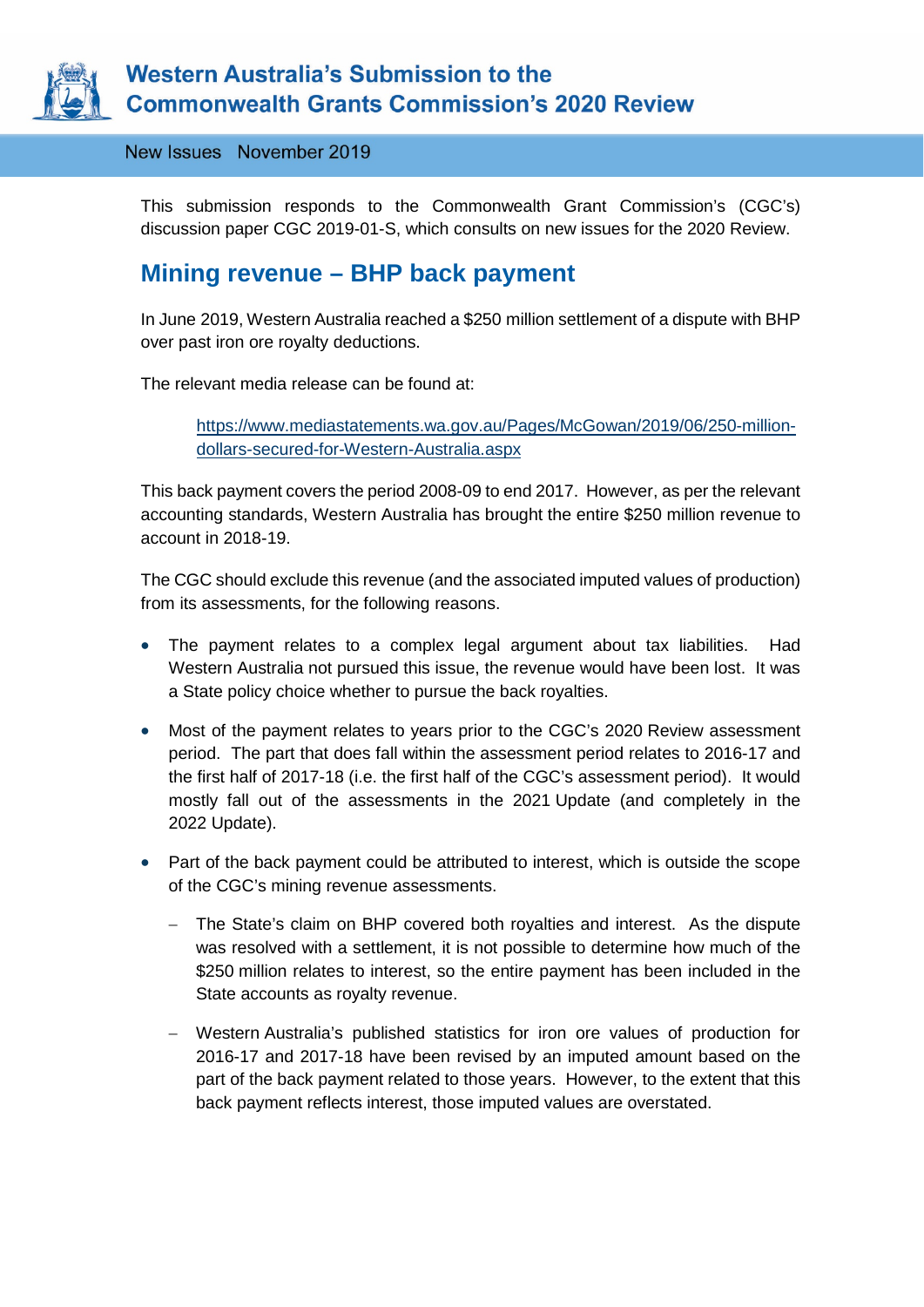# Western Australia's Submission to the Commonwealth Grants Commission's 2020 Review

New Issues November 2019

This submission responds to the Commonwealth Grant Commission's (CGC's) discussion paper CGC 2019-01-S, which consults on new issues for the 2020 Review.

## Mining revenue – BHP back payment

In June 2019, Western Australia reached a $250 million settlement of a dispute with BHP over past iron ore royalty deductions.

The relevant media release can be found at:

> https://www.mediastatements.wa.gov.au/Pages/McGowan/2019/06/250-million-dollars-secured-for-Western-Australia.aspx

This back payment covers the period 2008-09 to end 2017. However, as per the relevant accounting standards, Western Australia has brought the entire $250 million revenue to account in 2018-19.

The CGC should exclude this revenue (and the associated imputed values of production) from its assessments, for the following reasons.

- The payment relates to a complex legal argument about tax liabilities. Had Western Australia not pursued this issue, the revenue would have been lost. It was a State policy choice whether to pursue the back royalties.
- Most of the payment relates to years prior to the CGC's 2020 Review assessment period. The part that does fall within the assessment period relates to 2016-17 and the first half of 2017-18 (i.e. the first half of the CGC's assessment period). It would mostly fall out of the assessments in the 2021 Update (and completely in the 2022 Update).
- Part of the back payment could be attributed to interest, which is outside the scope of the CGC's mining revenue assessments.
  - The State's claim on BHP covered both royalties and interest. As the dispute was resolved with a settlement, it is not possible to determine how much of the $250 million relates to interest, so the entire payment has been included in the State accounts as royalty revenue.
  - Western Australia's published statistics for iron ore values of production for 2016-17 and 2017-18 have been revised by an imputed amount based on the part of the back payment related to those years. However, to the extent that this back payment reflects interest, those imputed values are overstated.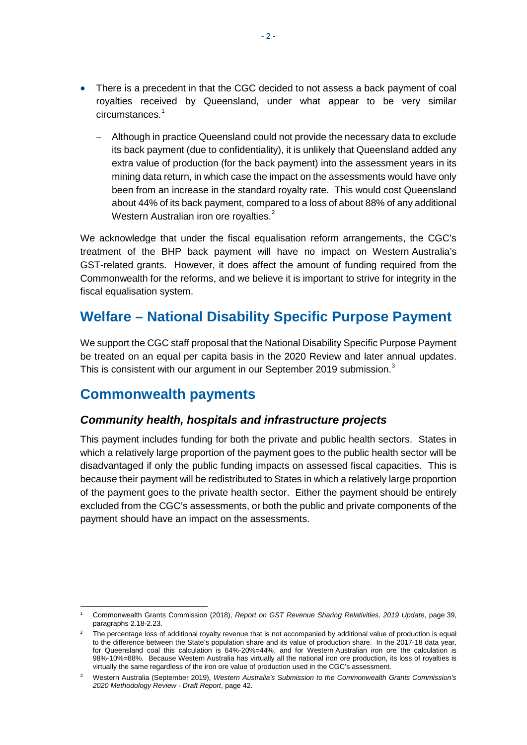- There is a precedent in that the CGC decided to not assess a back payment of coal royalties received by Queensland, under what appear to be very similar circumstances.[1]
  - Although in practice Queensland could not provide the necessary data to exclude its back payment (due to confidentiality), it is unlikely that Queensland added any extra value of production (for the back payment) into the assessment years in its mining data return, in which case the impact on the assessments would have only been from an increase in the standard royalty rate. This would cost Queensland about 44% of its back payment, compared to a loss of about 88% of any additional Western Australian iron ore royalties.[2]

We acknowledge that under the fiscal equalisation reform arrangements, the CGC's treatment of the BHP back payment will have no impact on Western Australia's GST-related grants. However, it does affect the amount of funding required from the Commonwealth for the reforms, and we believe it is important to strive for integrity in the fiscal equalisation system.

## Welfare – National Disability Specific Purpose Payment

We support the CGC staff proposal that the National Disability Specific Purpose Payment be treated on an equal per capita basis in the 2020 Review and later annual updates. This is consistent with our argument in our September 2019 submission.[3]

## Commonwealth payments

### *Community health, hospitals and infrastructure projects*

This payment includes funding for both the private and public health sectors. States in which a relatively large proportion of the payment goes to the public health sector will be disadvantaged if only the public funding impacts on assessed fiscal capacities. This is because their payment will be redistributed to States in which a relatively large proportion of the payment goes to the private health sector. Either the payment should be entirely excluded from the CGC's assessments, or both the public and private components of the payment should have an impact on the assessments.

---

[1] Commonwealth Grants Commission (2018), *Report on GST Revenue Sharing Relativities, 2019 Update*, page 39, paragraphs 2.18-2.23.

[2] The percentage loss of additional royalty revenue that is not accompanied by additional value of production is equal to the difference between the State's population share and its value of production share. In the 2017-18 data year, for Queensland coal this calculation is 64%-20%=44%, and for Western Australian iron ore the calculation is 98%-10%=88%. Because Western Australia has virtually all the national iron ore production, its loss of royalties is virtually the same regardless of the iron ore value of production used in the CGC's assessment.

[3] Western Australia (September 2019), *Western Australia's Submission to the Commonwealth Grants Commission's 2020 Methodology Review - Draft Report*, page 42.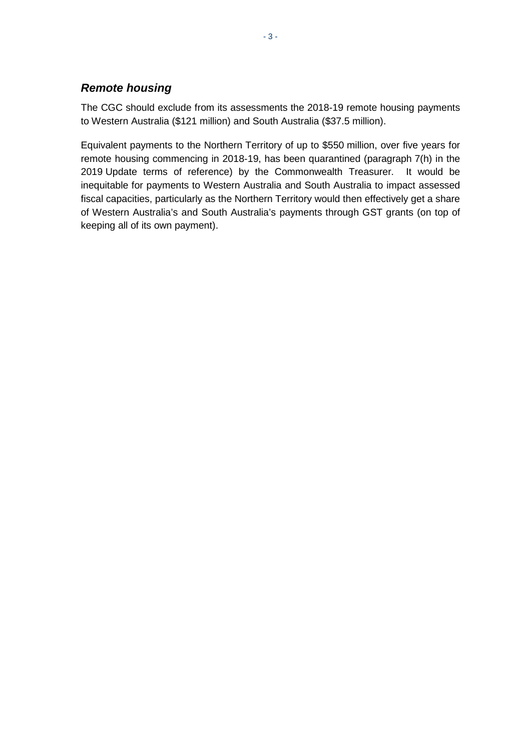### ***Remote housing***

The CGC should exclude from its assessments the 2018-19 remote housing payments to Western Australia ($121 million) and South Australia ($37.5 million).

Equivalent payments to the Northern Territory of up to $550 million, over five years for remote housing commencing in 2018-19, has been quarantined (paragraph 7(h) in the 2019 Update terms of reference) by the Commonwealth Treasurer. It would be inequitable for payments to Western Australia and South Australia to impact assessed fiscal capacities, particularly as the Northern Territory would then effectively get a share of Western Australia's and South Australia's payments through GST grants (on top of keeping all of its own payment).